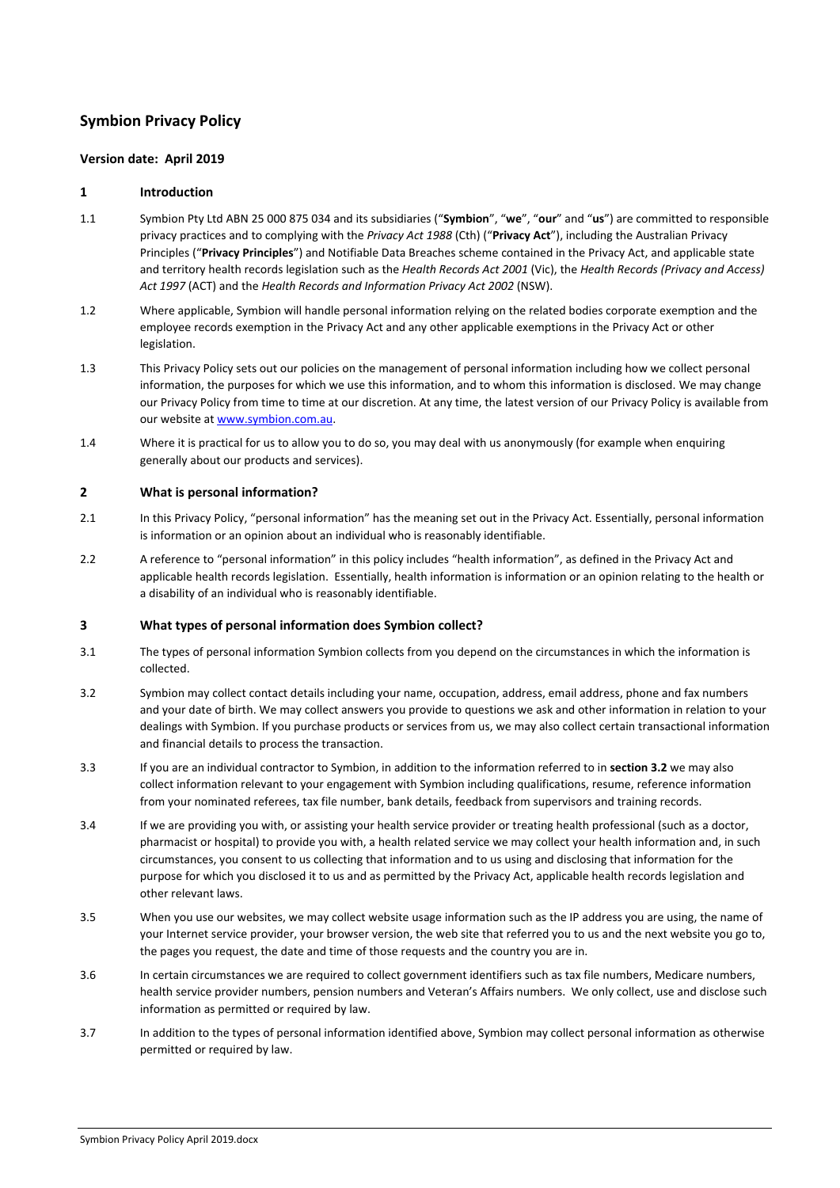# Symbion Privacy Policy

**Version date: April 2019**

## 1 Introduction

1.1 Symbion Pty Ltd ABN 25 000 875 034 and its subsidiaries ("**Symbion**", "**we**", "**our**" and "**us**") are committed to responsible privacy practices and to complying with the *Privacy Act 1988* (Cth) ("**Privacy Act**"), including the Australian Privacy Principles ("**Privacy Principles**") and Notifiable Data Breaches scheme contained in the Privacy Act, and applicable state and territory health records legislation such as the *Health Records Act 2001* (Vic), the *Health Records (Privacy and Access) Act 1997* (ACT) and the *Health Records and Information Privacy Act 2002* (NSW).

1.2 Where applicable, Symbion will handle personal information relying on the related bodies corporate exemption and the employee records exemption in the Privacy Act and any other applicable exemptions in the Privacy Act or other legislation.

1.3 This Privacy Policy sets out our policies on the management of personal information including how we collect personal information, the purposes for which we use this information, and to whom this information is disclosed. We may change our Privacy Policy from time to time at our discretion. At any time, the latest version of our Privacy Policy is available from our website at www.symbion.com.au.

1.4 Where it is practical for us to allow you to do so, you may deal with us anonymously (for example when enquiring generally about our products and services).

## 2 What is personal information?

2.1 In this Privacy Policy, "personal information" has the meaning set out in the Privacy Act. Essentially, personal information is information or an opinion about an individual who is reasonably identifiable.

2.2 A reference to "personal information" in this policy includes "health information", as defined in the Privacy Act and applicable health records legislation. Essentially, health information is information or an opinion relating to the health or a disability of an individual who is reasonably identifiable.

## 3 What types of personal information does Symbion collect?

3.1 The types of personal information Symbion collects from you depend on the circumstances in which the information is collected.

3.2 Symbion may collect contact details including your name, occupation, address, email address, phone and fax numbers and your date of birth. We may collect answers you provide to questions we ask and other information in relation to your dealings with Symbion. If you purchase products or services from us, we may also collect certain transactional information and financial details to process the transaction.

3.3 If you are an individual contractor to Symbion, in addition to the information referred to in **section 3.2** we may also collect information relevant to your engagement with Symbion including qualifications, resume, reference information from your nominated referees, tax file number, bank details, feedback from supervisors and training records.

3.4 If we are providing you with, or assisting your health service provider or treating health professional (such as a doctor, pharmacist or hospital) to provide you with, a health related service we may collect your health information and, in such circumstances, you consent to us collecting that information and to us using and disclosing that information for the purpose for which you disclosed it to us and as permitted by the Privacy Act, applicable health records legislation and other relevant laws.

3.5 When you use our websites, we may collect website usage information such as the IP address you are using, the name of your Internet service provider, your browser version, the web site that referred you to us and the next website you go to, the pages you request, the date and time of those requests and the country you are in.

3.6 In certain circumstances we are required to collect government identifiers such as tax file numbers, Medicare numbers, health service provider numbers, pension numbers and Veteran's Affairs numbers. We only collect, use and disclose such information as permitted or required by law.

3.7 In addition to the types of personal information identified above, Symbion may collect personal information as otherwise permitted or required by law.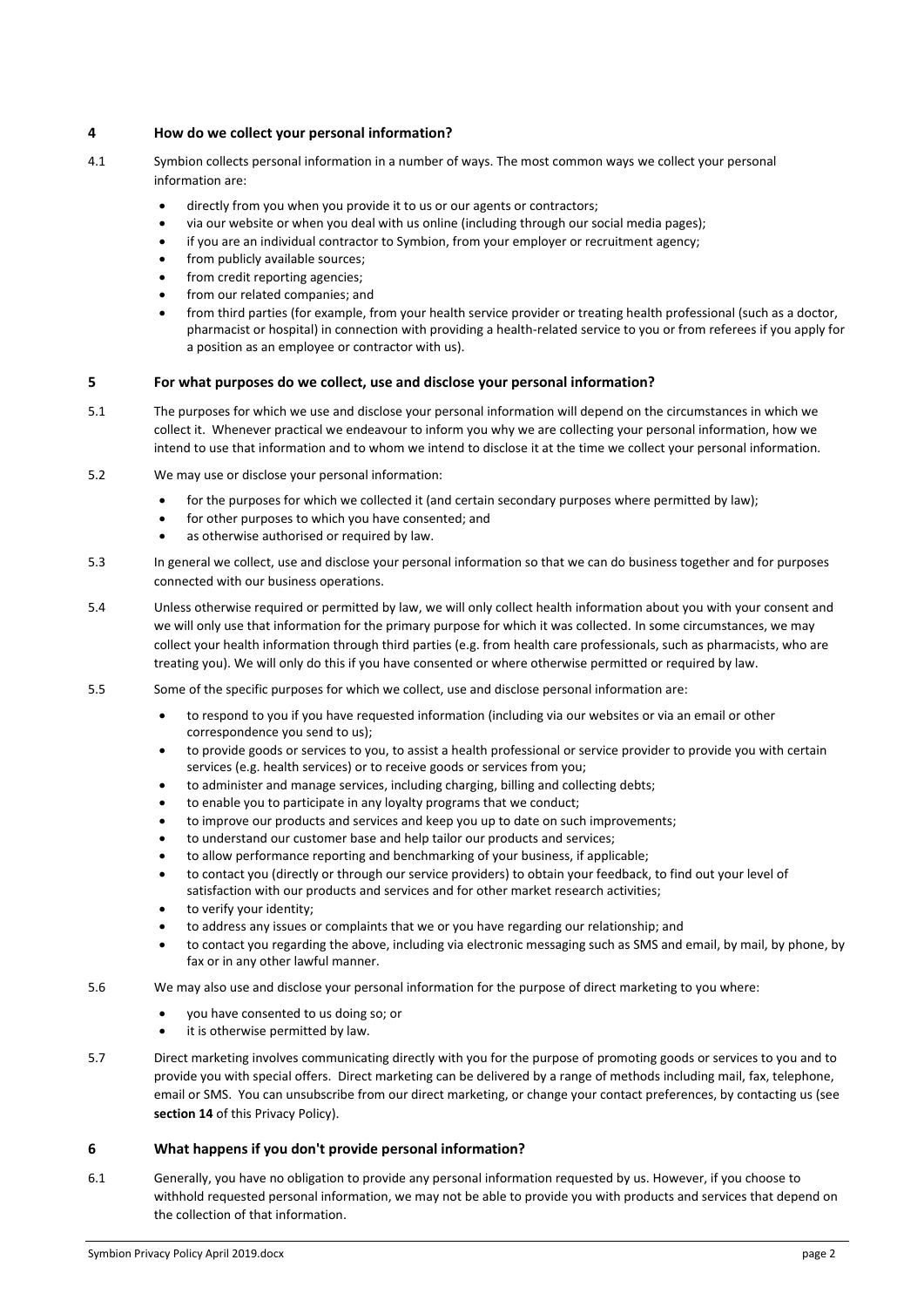## 4 How do we collect your personal information?

4.1 Symbion collects personal information in a number of ways. The most common ways we collect your personal information are:

- directly from you when you provide it to us or our agents or contractors;
- via our website or when you deal with us online (including through our social media pages);
- if you are an individual contractor to Symbion, from your employer or recruitment agency;
- from publicly available sources;
- from credit reporting agencies;
- from our related companies; and
- from third parties (for example, from your health service provider or treating health professional (such as a doctor, pharmacist or hospital) in connection with providing a health-related service to you or from referees if you apply for a position as an employee or contractor with us).

## 5 For what purposes do we collect, use and disclose your personal information?

5.1 The purposes for which we use and disclose your personal information will depend on the circumstances in which we collect it. Whenever practical we endeavour to inform you why we are collecting your personal information, how we intend to use that information and to whom we intend to disclose it at the time we collect your personal information.

5.2 We may use or disclose your personal information:

- for the purposes for which we collected it (and certain secondary purposes where permitted by law);
- for other purposes to which you have consented; and
- as otherwise authorised or required by law.

5.3 In general we collect, use and disclose your personal information so that we can do business together and for purposes connected with our business operations.

5.4 Unless otherwise required or permitted by law, we will only collect health information about you with your consent and we will only use that information for the primary purpose for which it was collected. In some circumstances, we may collect your health information through third parties (e.g. from health care professionals, such as pharmacists, who are treating you). We will only do this if you have consented or where otherwise permitted or required by law.

5.5 Some of the specific purposes for which we collect, use and disclose personal information are:

- to respond to you if you have requested information (including via our websites or via an email or other correspondence you send to us);
- to provide goods or services to you, to assist a health professional or service provider to provide you with certain services (e.g. health services) or to receive goods or services from you;
- to administer and manage services, including charging, billing and collecting debts;
- to enable you to participate in any loyalty programs that we conduct;
- to improve our products and services and keep you up to date on such improvements;
- to understand our customer base and help tailor our products and services;
- to allow performance reporting and benchmarking of your business, if applicable;
- to contact you (directly or through our service providers) to obtain your feedback, to find out your level of satisfaction with our products and services and for other market research activities;
- to verify your identity;
- to address any issues or complaints that we or you have regarding our relationship; and
- to contact you regarding the above, including via electronic messaging such as SMS and email, by mail, by phone, by fax or in any other lawful manner.

5.6 We may also use and disclose your personal information for the purpose of direct marketing to you where:

- you have consented to us doing so; or
- it is otherwise permitted by law.

5.7 Direct marketing involves communicating directly with you for the purpose of promoting goods or services to you and to provide you with special offers. Direct marketing can be delivered by a range of methods including mail, fax, telephone, email or SMS. You can unsubscribe from our direct marketing, or change your contact preferences, by contacting us (see **section 14** of this Privacy Policy).

## 6 What happens if you don't provide personal information?

6.1 Generally, you have no obligation to provide any personal information requested by us. However, if you choose to withhold requested personal information, we may not be able to provide you with products and services that depend on the collection of that information.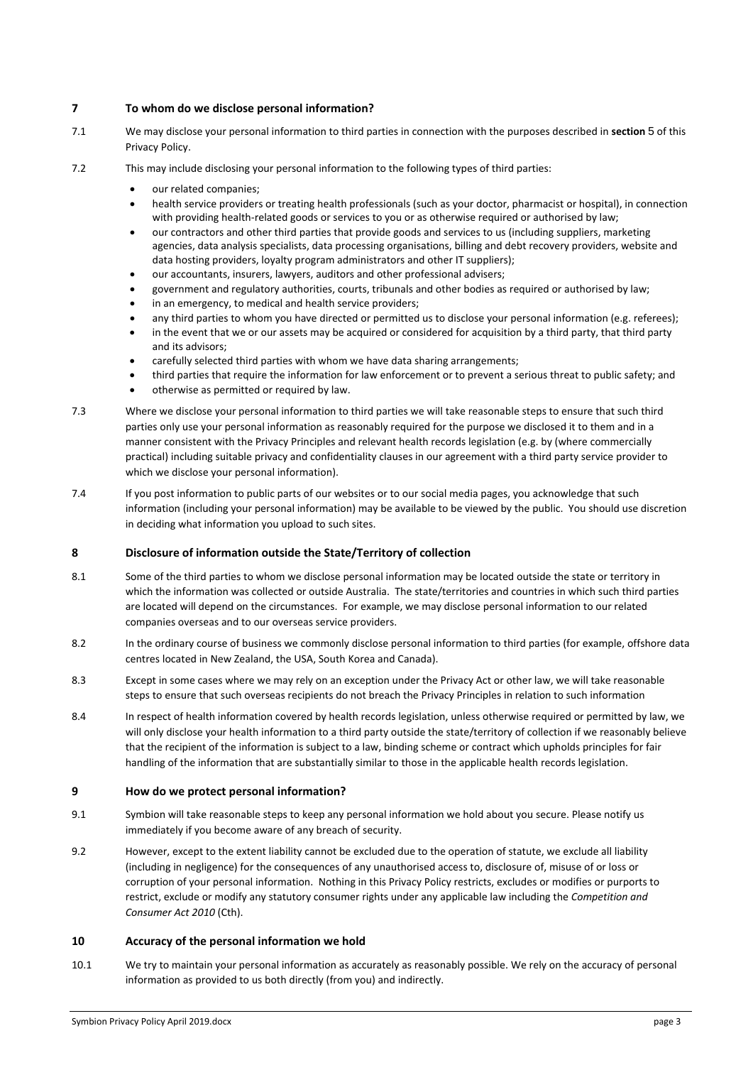## 7 To whom do we disclose personal information?

7.1 We may disclose your personal information to third parties in connection with the purposes described in **section** 5 of this Privacy Policy.

7.2 This may include disclosing your personal information to the following types of third parties:

- our related companies;
- health service providers or treating health professionals (such as your doctor, pharmacist or hospital), in connection with providing health-related goods or services to you or as otherwise required or authorised by law;
- our contractors and other third parties that provide goods and services to us (including suppliers, marketing agencies, data analysis specialists, data processing organisations, billing and debt recovery providers, website and data hosting providers, loyalty program administrators and other IT suppliers);
- our accountants, insurers, lawyers, auditors and other professional advisers;
- government and regulatory authorities, courts, tribunals and other bodies as required or authorised by law;
- in an emergency, to medical and health service providers;
- any third parties to whom you have directed or permitted us to disclose your personal information (e.g. referees);
- in the event that we or our assets may be acquired or considered for acquisition by a third party, that third party and its advisors;
- carefully selected third parties with whom we have data sharing arrangements;
- third parties that require the information for law enforcement or to prevent a serious threat to public safety; and
- otherwise as permitted or required by law.

7.3 Where we disclose your personal information to third parties we will take reasonable steps to ensure that such third parties only use your personal information as reasonably required for the purpose we disclosed it to them and in a manner consistent with the Privacy Principles and relevant health records legislation (e.g. by (where commercially practical) including suitable privacy and confidentiality clauses in our agreement with a third party service provider to which we disclose your personal information).

7.4 If you post information to public parts of our websites or to our social media pages, you acknowledge that such information (including your personal information) may be available to be viewed by the public. You should use discretion in deciding what information you upload to such sites.

## 8 Disclosure of information outside the State/Territory of collection

8.1 Some of the third parties to whom we disclose personal information may be located outside the state or territory in which the information was collected or outside Australia. The state/territories and countries in which such third parties are located will depend on the circumstances. For example, we may disclose personal information to our related companies overseas and to our overseas service providers.

8.2 In the ordinary course of business we commonly disclose personal information to third parties (for example, offshore data centres located in New Zealand, the USA, South Korea and Canada).

8.3 Except in some cases where we may rely on an exception under the Privacy Act or other law, we will take reasonable steps to ensure that such overseas recipients do not breach the Privacy Principles in relation to such information

8.4 In respect of health information covered by health records legislation, unless otherwise required or permitted by law, we will only disclose your health information to a third party outside the state/territory of collection if we reasonably believe that the recipient of the information is subject to a law, binding scheme or contract which upholds principles for fair handling of the information that are substantially similar to those in the applicable health records legislation.

## 9 How do we protect personal information?

9.1 Symbion will take reasonable steps to keep any personal information we hold about you secure. Please notify us immediately if you become aware of any breach of security.

9.2 However, except to the extent liability cannot be excluded due to the operation of statute, we exclude all liability (including in negligence) for the consequences of any unauthorised access to, disclosure of, misuse of or loss or corruption of your personal information. Nothing in this Privacy Policy restricts, excludes or modifies or purports to restrict, exclude or modify any statutory consumer rights under any applicable law including the *Competition and Consumer Act 2010* (Cth).

## 10 Accuracy of the personal information we hold

10.1 We try to maintain your personal information as accurately as reasonably possible. We rely on the accuracy of personal information as provided to us both directly (from you) and indirectly.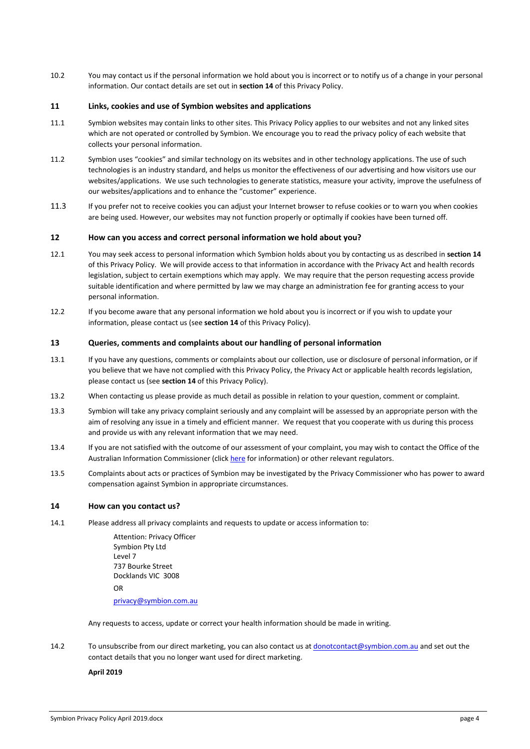10.2 You may contact us if the personal information we hold about you is incorrect or to notify us of a change in your personal information. Our contact details are set out in **section 14** of this Privacy Policy.

## 11 Links, cookies and use of Symbion websites and applications

11.1 Symbion websites may contain links to other sites. This Privacy Policy applies to our websites and not any linked sites which are not operated or controlled by Symbion. We encourage you to read the privacy policy of each website that collects your personal information.

11.2 Symbion uses "cookies" and similar technology on its websites and in other technology applications. The use of such technologies is an industry standard, and helps us monitor the effectiveness of our advertising and how visitors use our websites/applications. We use such technologies to generate statistics, measure your activity, improve the usefulness of our websites/applications and to enhance the "customer" experience.

11.3 If you prefer not to receive cookies you can adjust your Internet browser to refuse cookies or to warn you when cookies are being used. However, our websites may not function properly or optimally if cookies have been turned off.

## 12 How can you access and correct personal information we hold about you?

12.1 You may seek access to personal information which Symbion holds about you by contacting us as described in **section 14** of this Privacy Policy. We will provide access to that information in accordance with the Privacy Act and health records legislation, subject to certain exemptions which may apply. We may require that the person requesting access provide suitable identification and where permitted by law we may charge an administration fee for granting access to your personal information.

12.2 If you become aware that any personal information we hold about you is incorrect or if you wish to update your information, please contact us (see **section 14** of this Privacy Policy).

## 13 Queries, comments and complaints about our handling of personal information

13.1 If you have any questions, comments or complaints about our collection, use or disclosure of personal information, or if you believe that we have not complied with this Privacy Policy, the Privacy Act or applicable health records legislation, please contact us (see **section 14** of this Privacy Policy).

13.2 When contacting us please provide as much detail as possible in relation to your question, comment or complaint.

13.3 Symbion will take any privacy complaint seriously and any complaint will be assessed by an appropriate person with the aim of resolving any issue in a timely and efficient manner. We request that you cooperate with us during this process and provide us with any relevant information that we may need.

13.4 If you are not satisfied with the outcome of our assessment of your complaint, you may wish to contact the Office of the Australian Information Commissioner (click here for information) or other relevant regulators.

13.5 Complaints about acts or practices of Symbion may be investigated by the Privacy Commissioner who has power to award compensation against Symbion in appropriate circumstances.

## 14 How can you contact us?

14.1 Please address all privacy complaints and requests to update or access information to:

Attention: Privacy Officer  
Symbion Pty Ltd  
Level 7  
737 Bourke Street  
Docklands VIC 3008  
OR  
privacy@symbion.com.au

Any requests to access, update or correct your health information should be made in writing.

14.2 To unsubscribe from our direct marketing, you can also contact us at donotcontact@symbion.com.au and set out the contact details that you no longer want used for direct marketing.

**April 2019**